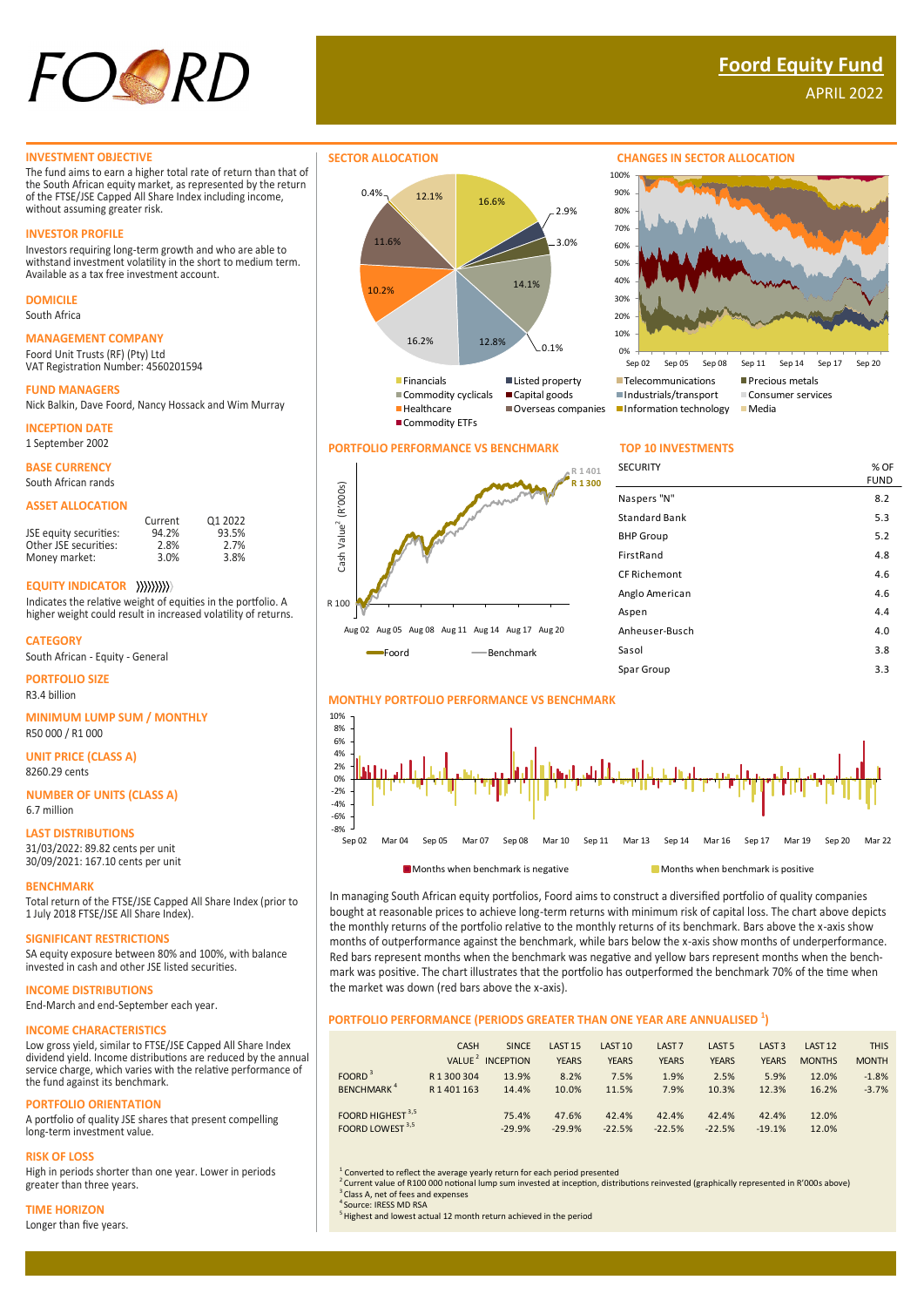# Foord Equity Fund

APRIL 2022

## INVESTMENT OBJECTIVE

The fund aims to earn a higher total rate of return than that of the South African equity market, as represented by the return of the FTSE/JSE Capped All Share Index including income, without assuming greater risk.

## INVESTOR PROFILE

Investors requiring long-term growth and who are able to withstand investment volatility in the short to medium term. Available as a tax free investment account.

## DOMICILE

South Africa

## MANAGEMENT COMPANY

Foord Unit Trusts (RF) (Pty) Ltd
VAT Registration Number: 4560201594

## FUND MANAGERS

Nick Balkin, Dave Foord, Nancy Hossack and Wim Murray

## INCEPTION DATE

1 September 2002

## BASE CURRENCY

South African rands

## ASSET ALLOCATION

| | Current | Q1 2022 |
|---|---|---|
| JSE equity securities: | 94.2% | 93.5% |
| Other JSE securities: | 2.8% | 2.7% |
| Money market: | 3.0% | 3.8% |

## EQUITY INDICATOR

Indicates the relative weight of equities in the portfolio. A higher weight could result in increased volatility of returns.

## CATEGORY

South African - Equity - General

## PORTFOLIO SIZE

R3.4 billion

## MINIMUM LUMP SUM / MONTHLY

R50 000 / R1 000

## UNIT PRICE (CLASS A)

8260.29 cents

## NUMBER OF UNITS (CLASS A)

6.7 million

## LAST DISTRIBUTIONS

31/03/2022: 89.82 cents per unit
30/09/2021: 167.10 cents per unit

## BENCHMARK

Total return of the FTSE/JSE Capped All Share Index (prior to 1 July 2018 FTSE/JSE All Share Index).

## SIGNIFICANT RESTRICTIONS

SA equity exposure between 80% and 100%, with balance invested in cash and other JSE listed securities.

## INCOME DISTRIBUTIONS

End-March and end-September each year.

## INCOME CHARACTERISTICS

Low gross yield, similar to FTSE/JSE Capped All Share Index dividend yield. Income distributions are reduced by the annual service charge, which varies with the relative performance of the fund against its benchmark.

## PORTFOLIO ORIENTATION

A portfolio of quality JSE shares that present compelling long-term investment value.

## RISK OF LOSS

High in periods shorter than one year. Lower in periods greater than three years.

## TIME HORIZON

Longer than five years.

## SECTOR ALLOCATION

| Sector | % |
|---|---|
| Financials | 16.6% |
| Listed property | 2.9% |
| Telecommunications | 3.0% |
| Precious metals | 14.1% |
| Commodity cyclicals | 12.8% |
| Capital goods | 0.1% |
| Industrials/transport | 16.2% |
| Consumer services | 10.2% |
| Healthcare | 11.6% |
| Overseas companies | 12.1% |
| Information technology | 0.4% |

Financials, Listed property, Telecommunications, Precious metals, Commodity cyclicals, Capital goods, Industrials/transport, Consumer services, Healthcare, Overseas companies, Information technology, Media, Commodity ETFs

## CHANGES IN SECTOR ALLOCATION

## PORTFOLIO PERFORMANCE VS BENCHMARK

Foord: R 1 300 — Benchmark: R 1 401

## TOP 10 INVESTMENTS

| SECURITY | % OF FUND |
|---|---|
| Naspers "N" | 8.2 |
| Standard Bank | 5.3 |
| BHP Group | 5.2 |
| FirstRand | 4.8 |
| CF Richemont | 4.6 |
| Anglo American | 4.6 |
| Aspen | 4.4 |
| Anheuser-Busch | 4.0 |
| Sasol | 3.8 |
| Spar Group | 3.3 |

## MONTHLY PORTFOLIO PERFORMANCE VS BENCHMARK

Months when benchmark is negative — Months when benchmark is positive

In managing South African equity portfolios, Foord aims to construct a diversified portfolio of quality companies bought at reasonable prices to achieve long-term returns with minimum risk of capital loss. The chart above depicts the monthly returns of the portfolio relative to the monthly returns of its benchmark. Bars above the x-axis show months of outperformance against the benchmark, while bars below the x-axis show months of underperformance. Red bars represent months when the benchmark was negative and yellow bars represent months when the benchmark was positive. The chart illustrates that the portfolio has outperformed the benchmark 70% of the time when the market was down (red bars above the x-axis).

## PORTFOLIO PERFORMANCE (PERIODS GREATER THAN ONE YEAR ARE ANNUALISED [1])

| | CASH VALUE [2] | SINCE INCEPTION | LAST 15 YEARS | LAST 10 YEARS | LAST 7 YEARS | LAST 5 YEARS | LAST 3 YEARS | LAST 12 MONTHS | THIS MONTH |
|---|---|---|---|---|---|---|---|---|---|
| FOORD [3] | R 1 300 304 | 13.9% | 8.2% | 7.5% | 1.9% | 2.5% | 5.9% | 12.0% | -1.8% |
| BENCHMARK [4] | R 1 401 163 | 14.4% | 10.0% | 11.5% | 7.9% | 10.3% | 12.3% | 16.2% | -3.7% |
| FOORD HIGHEST [3,5] | | 75.4% | 47.6% | 42.4% | 42.4% | 42.4% | 42.4% | 12.0% | |
| FOORD LOWEST [3,5] | | -29.9% | -29.9% | -22.5% | -22.5% | -22.5% | -19.1% | 12.0% | |

[1] Converted to reflect the average yearly return for each period presented
[2] Current value of R100 000 notional lump sum invested at inception, distributions reinvested (graphically represented in R'000s above)
[3] Class A, net of fees and expenses
[4] Source: IRESS MD RSA
[5] Highest and lowest actual 12 month return achieved in the period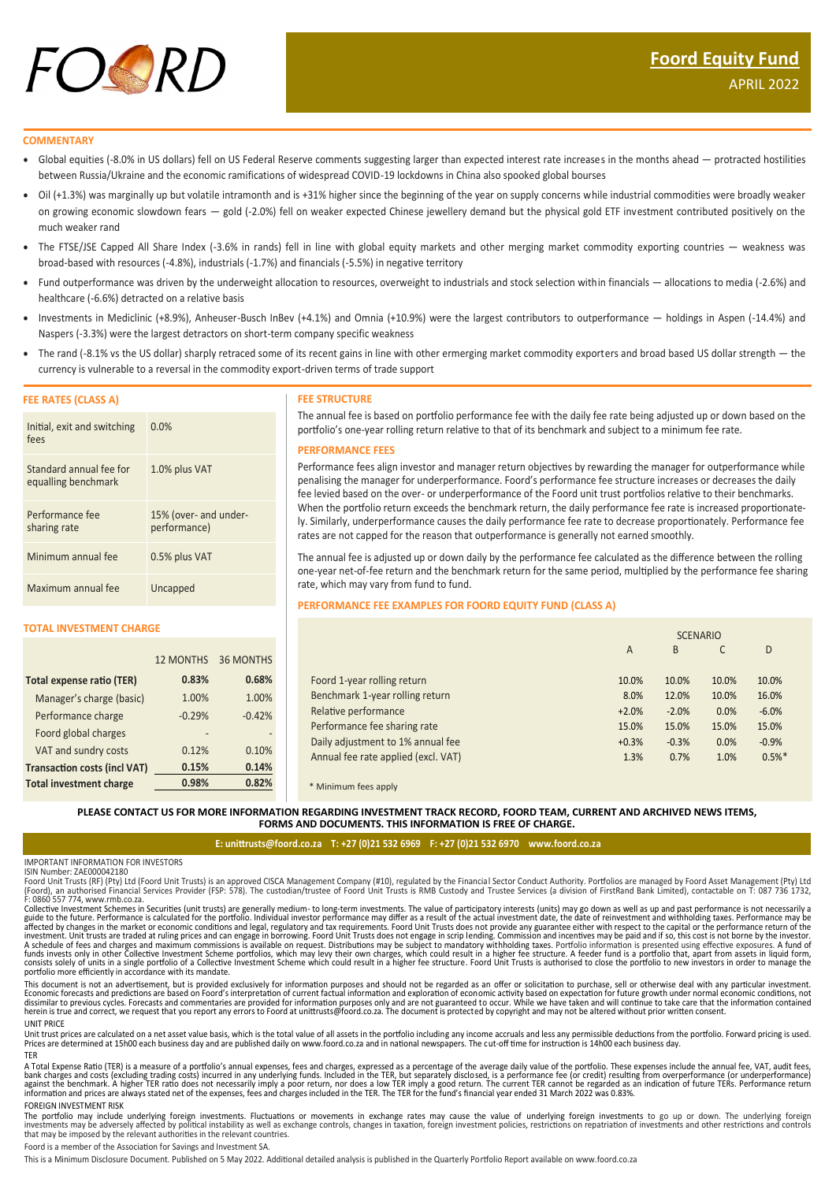# Foord Equity Fund

APRIL 2022

## COMMENTARY

- Global equities (-8.0% in US dollars) fell on US Federal Reserve comments suggesting larger than expected interest rate increases in the months ahead — protracted hostilities between Russia/Ukraine and the economic ramifications of widespread COVID-19 lockdowns in China also spooked global bourses
- Oil (+1.3%) was marginally up but volatile intramonth and is +31% higher since the beginning of the year on supply concerns while industrial commodities were broadly weaker on growing economic slowdown fears — gold (-2.0%) fell on weaker expected Chinese jewellery demand but the physical gold ETF investment contributed positively on the much weaker rand
- The FTSE/JSE Capped All Share Index (-3.6% in rands) fell in line with global equity markets and other merging market commodity exporting countries — weakness was broad-based with resources (-4.8%), industrials (-1.7%) and financials (-5.5%) in negative territory
- Fund outperformance was driven by the underweight allocation to resources, overweight to industrials and stock selection within financials — allocations to media (-2.6%) and healthcare (-6.6%) detracted on a relative basis
- Investments in Mediclinic (+8.9%), Anheuser-Busch InBev (+4.1%) and Omnia (+10.9%) were the largest contributors to outperformance — holdings in Aspen (-14.4%) and Naspers (-3.3%) were the largest detractors on short-term company specific weakness
- The rand (-8.1% vs the US dollar) sharply retraced some of its recent gains in line with other ermerging market commodity exporters and broad based US dollar strength — the currency is vulnerable to a reversal in the commodity export-driven terms of trade support

## FEE RATES (CLASS A)

| | |
|---|---|
| Initial, exit and switching fees | 0.0% |
| Standard annual fee for equalling benchmark | 1.0% plus VAT |
| Performance fee sharing rate | 15% (over- and under-performance) |
| Minimum annual fee | 0.5% plus VAT |
| Maximum annual fee | Uncapped |

## TOTAL INVESTMENT CHARGE

| | 12 MONTHS | 36 MONTHS |
|---|---|---|
| **Total expense ratio (TER)** | **0.83%** | **0.68%** |
| Manager's charge (basic) | 1.00% | 1.00% |
| Performance charge | -0.29% | -0.42% |
| Foord global charges | - | - |
| VAT and sundry costs | 0.12% | 0.10% |
| **Transaction costs (incl VAT)** | **0.15%** | **0.14%** |
| **Total investment charge** | **0.98%** | **0.82%** |

## FEE STRUCTURE

The annual fee is based on portfolio performance fee with the daily fee rate being adjusted up or down based on the portfolio's one-year rolling return relative to that of its benchmark and subject to a minimum fee rate.

### PERFORMANCE FEES

Performance fees align investor and manager return objectives by rewarding the manager for outperformance while penalising the manager for underperformance. Foord's performance fee structure increases or decreases the daily fee levied based on the over- or underperformance of the Foord unit trust portfolios relative to their benchmarks. When the portfolio return exceeds the benchmark return, the daily performance fee rate is increased proportionately. Similarly, underperformance causes the daily performance fee rate to decrease proportionately. Performance fee rates are not capped for the reason that outperformance is generally not earned smoothly.

The annual fee is adjusted up or down daily by the performance fee calculated as the difference between the rolling one-year net-of-fee return and the benchmark return for the same period, multiplied by the performance fee sharing rate, which may vary from fund to fund.

### PERFORMANCE FEE EXAMPLES FOR FOORD EQUITY FUND (CLASS A)

| | SCENARIO A | B | C | D |
|---|---|---|---|---|
| Foord 1-year rolling return | 10.0% | 10.0% | 10.0% | 10.0% |
| Benchmark 1-year rolling return | 8.0% | 12.0% | 10.0% | 16.0% |
| Relative performance | +2.0% | -2.0% | 0.0% | -6.0% |
| Performance fee sharing rate | 15.0% | 15.0% | 15.0% | 15.0% |
| Daily adjustment to 1% annual fee | +0.3% | -0.3% | 0.0% | -0.9% |
| Annual fee rate applied (excl. VAT) | 1.3% | 0.7% | 1.0% | 0.5%* |

\* Minimum fees apply

**PLEASE CONTACT US FOR MORE INFORMATION REGARDING INVESTMENT TRACK RECORD, FOORD TEAM, CURRENT AND ARCHIVED NEWS ITEMS, FORMS AND DOCUMENTS. THIS INFORMATION IS FREE OF CHARGE.**

**E: unittrusts@foord.co.za T: +27 (0)21 532 6969 F: +27 (0)21 532 6970 www.foord.co.za**

IMPORTANT INFORMATION FOR INVESTORS

ISIN Number: ZAE000042180

Foord Unit Trusts (RF) (Pty) Ltd (Foord Unit Trusts) is an approved CISCA Management Company (#10), regulated by the Financial Sector Conduct Authority. Portfolios are managed by Foord Asset Management (Pty) Ltd (Foord), an authorised Financial Services Provider (FSP: 578). The custodian/trustee of Foord Unit Trusts is RMB Custody and Trustee Services (a division of FirstRand Bank Limited), contactable on T: 087 736 1732, F: 0860 557 774, www.rmb.co.za.

Collective Investment Schemes in Securities (unit trusts) are generally medium- to long-term investments. The value of participatory interests (units) may go down as well as up and past performance is not necessarily a guide to the future. Performance is calculated for the portfolio. Individual investor performance may differ as a result of the actual investment date, the date of reinvestment and withholding taxes. Performance may be affected by changes in the market or economic conditions and legal, regulatory and tax requirements. Foord Unit Trusts does not provide any guarantee either with respect to the capital or the performance return of the investment. Unit trusts are traded at ruling prices and can engage in borrowing. Foord Unit Trusts does not engage in scrip lending. Commission and incentives may be paid and if so, this cost is not borne by the investor. A schedule of fees and charges and maximum commissions is available on request. Distributions may be subject to mandatory withholding taxes. Portfolio information is presented using effective exposures. A fund of funds invests only in other Collective Investment Scheme portfolios, which may levy their own charges, which could result in a higher fee structure. A feeder fund is a portfolio that, apart from assets in liquid form, consists solely of units in a single portfolio of a Collective Investment Scheme which could result in a higher fee structure. Foord Unit Trusts is authorised to close the portfolio to new investors in order to manage the portfolio more efficiently in accordance with its mandate.

This document is not an advertisement, but is provided exclusively for information purposes and should not be regarded as an offer or solicitation to purchase, sell or otherwise deal with any particular investment. Economic forecasts and predictions are based on Foord's interpretation of current factual information and exploration of economic activity based on expectation for future growth under normal economic conditions, not dissimilar to previous cycles. Forecasts and commentaries are provided for information purposes only and are not guaranteed to occur. While we have taken and will continue to take care that the information contained herein is true and correct, we request that you report any errors to Foord at unittrusts@foord.co.za. The document is protected by copyright and may not be altered without prior written consent.

UNIT PRICE

Unit trust prices are calculated on a net asset value basis, which is the total value of all assets in the portfolio including any income accruals and less any permissible deductions from the portfolio. Forward pricing is used. Prices are determined at 15h00 each business day and are published daily on www.foord.co.za and in national newspapers. The cut-off time for instruction is 14h00 each business day.

TER

A Total Expense Ratio (TER) is a measure of a portfolio's annual expenses, fees and charges, expressed as a percentage of the average daily value of the portfolio. These expenses include the annual fee, VAT, audit fees, bank charges and costs (excluding trading costs) incurred in any underlying funds. Included in the TER, but separately disclosed, is a performance fee (or credit) resulting from overperformance (or underperformance) against the benchmark. A higher TER ratio does not necessarily imply a poor return, nor does a low TER imply a good return. The current TER cannot be regarded as an indication of future TERs. Performance return information and prices are always stated net of the expenses, fees and charges included in the TER. The TER for the fund's financial year ended 31 March 2022 was 0.83%.

FOREIGN INVESTMENT RISK

The portfolio may include underlying foreign investments. Fluctuations or movements in exchange rates may cause the value of underlying foreign investments to go up or down. The underlying foreign investments may be adversely affected by political instability as well as exchange controls, changes in taxation, foreign investment policies, restrictions on repatriation of investments and other restrictions and controls that may be imposed by the relevant authorities in the relevant countries.

Foord is a member of the Association for Savings and Investment SA.

This is a Minimum Disclosure Document. Published on 5 May 2022. Additional detailed analysis is published in the Quarterly Portfolio Report available on www.foord.co.za